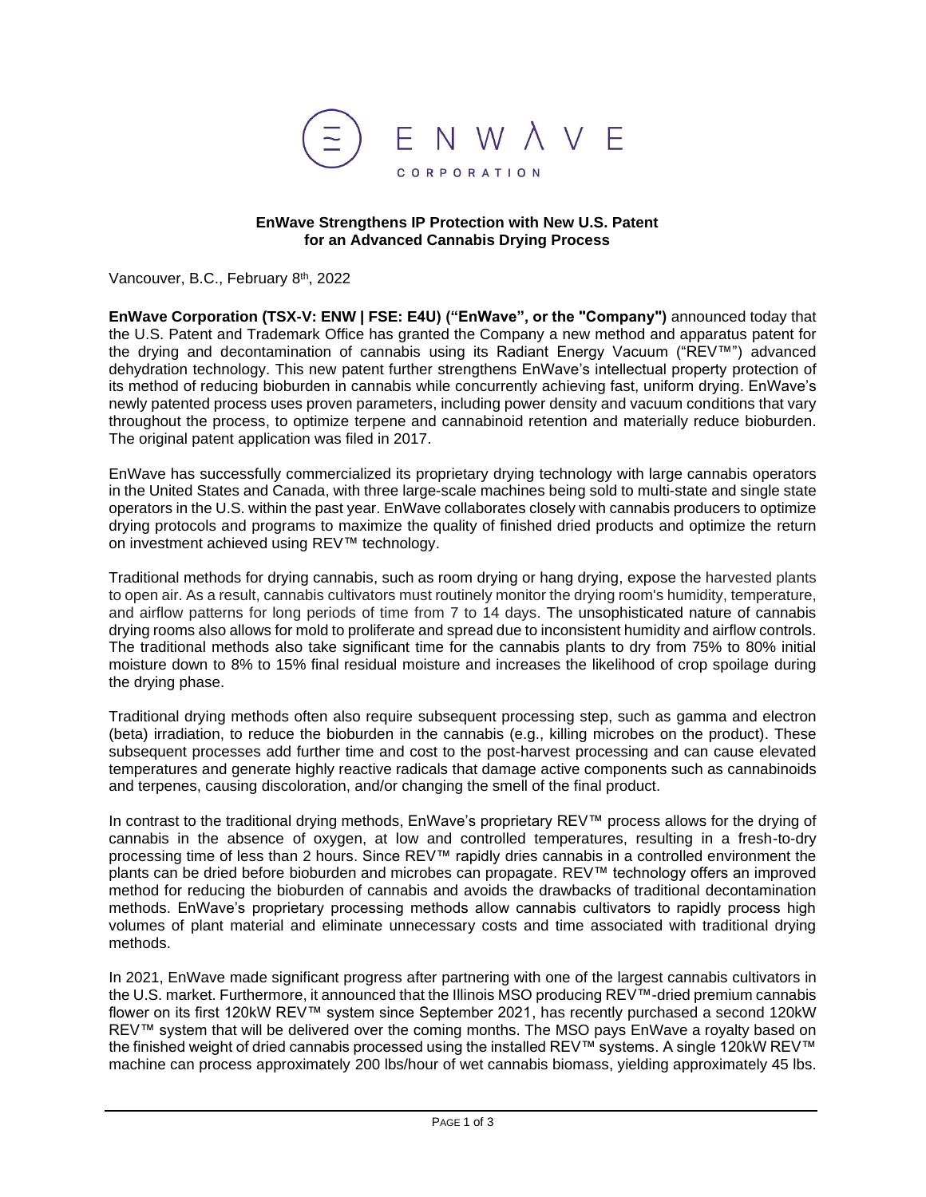# EnWave Strengthens IP Protection with New U.S. Patent for an Advanced Cannabis Drying Process

Vancouver, B.C., February 8th, 2022

**EnWave Corporation (TSX-V: ENW | FSE: E4U) ("EnWave", or the "Company")** announced today that the U.S. Patent and Trademark Office has granted the Company a new method and apparatus patent for the drying and decontamination of cannabis using its Radiant Energy Vacuum ("REV™") advanced dehydration technology. This new patent further strengthens EnWave's intellectual property protection of its method of reducing bioburden in cannabis while concurrently achieving fast, uniform drying. EnWave's newly patented process uses proven parameters, including power density and vacuum conditions that vary throughout the process, to optimize terpene and cannabinoid retention and materially reduce bioburden. The original patent application was filed in 2017.

EnWave has successfully commercialized its proprietary drying technology with large cannabis operators in the United States and Canada, with three large-scale machines being sold to multi-state and single state operators in the U.S. within the past year. EnWave collaborates closely with cannabis producers to optimize drying protocols and programs to maximize the quality of finished dried products and optimize the return on investment achieved using REV™ technology.

Traditional methods for drying cannabis, such as room drying or hang drying, expose the harvested plants to open air. As a result, cannabis cultivators must routinely monitor the drying room's humidity, temperature, and airflow patterns for long periods of time from 7 to 14 days. The unsophisticated nature of cannabis drying rooms also allows for mold to proliferate and spread due to inconsistent humidity and airflow controls. The traditional methods also take significant time for the cannabis plants to dry from 75% to 80% initial moisture down to 8% to 15% final residual moisture and increases the likelihood of crop spoilage during the drying phase.

Traditional drying methods often also require subsequent processing step, such as gamma and electron (beta) irradiation, to reduce the bioburden in the cannabis (e.g., killing microbes on the product). These subsequent processes add further time and cost to the post-harvest processing and can cause elevated temperatures and generate highly reactive radicals that damage active components such as cannabinoids and terpenes, causing discoloration, and/or changing the smell of the final product.

In contrast to the traditional drying methods, EnWave's proprietary REV™ process allows for the drying of cannabis in the absence of oxygen, at low and controlled temperatures, resulting in a fresh-to-dry processing time of less than 2 hours. Since REV™ rapidly dries cannabis in a controlled environment the plants can be dried before bioburden and microbes can propagate. REV™ technology offers an improved method for reducing the bioburden of cannabis and avoids the drawbacks of traditional decontamination methods. EnWave's proprietary processing methods allow cannabis cultivators to rapidly process high volumes of plant material and eliminate unnecessary costs and time associated with traditional drying methods.

In 2021, EnWave made significant progress after partnering with one of the largest cannabis cultivators in the U.S. market. Furthermore, it announced that the Illinois MSO producing REV™-dried premium cannabis flower on its first 120kW REV™ system since September 2021, has recently purchased a second 120kW REV™ system that will be delivered over the coming months. The MSO pays EnWave a royalty based on the finished weight of dried cannabis processed using the installed REV™ systems. A single 120kW REV™ machine can process approximately 200 lbs/hour of wet cannabis biomass, yielding approximately 45 lbs.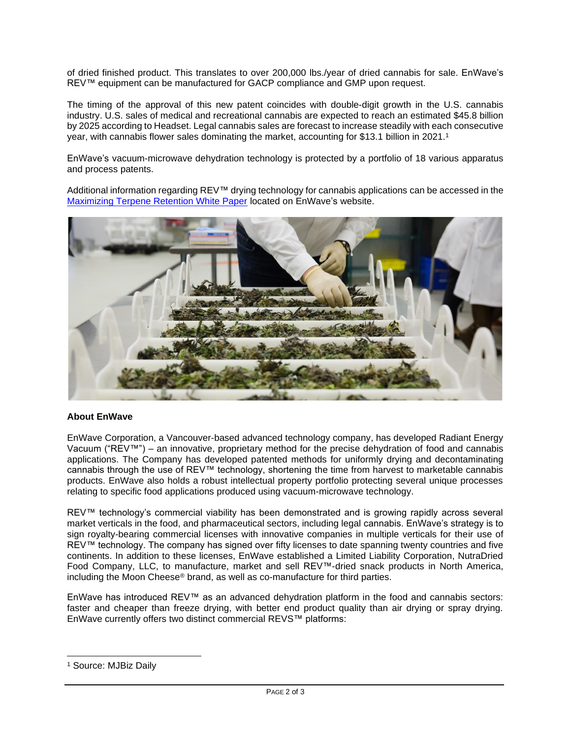of dried finished product. This translates to over 200,000 lbs./year of dried cannabis for sale. EnWave's REV™ equipment can be manufactured for GACP compliance and GMP upon request.

The timing of the approval of this new patent coincides with double-digit growth in the U.S. cannabis industry. U.S. sales of medical and recreational cannabis are expected to reach an estimated $45.8 billion by 2025 according to Headset. Legal cannabis sales are forecast to increase steadily with each consecutive year, with cannabis flower sales dominating the market, accounting for $13.1 billion in 2021.[1]

EnWave's vacuum-microwave dehydration technology is protected by a portfolio of 18 various apparatus and process patents.

Additional information regarding REV™ drying technology for cannabis applications can be accessed in the Maximizing Terpene Retention White Paper located on EnWave's website.

**About EnWave**

EnWave Corporation, a Vancouver-based advanced technology company, has developed Radiant Energy Vacuum ("REV™") – an innovative, proprietary method for the precise dehydration of food and cannabis applications. The Company has developed patented methods for uniformly drying and decontaminating cannabis through the use of REV™ technology, shortening the time from harvest to marketable cannabis products. EnWave also holds a robust intellectual property portfolio protecting several unique processes relating to specific food applications produced using vacuum-microwave technology.

REV™ technology's commercial viability has been demonstrated and is growing rapidly across several market verticals in the food, and pharmaceutical sectors, including legal cannabis. EnWave's strategy is to sign royalty-bearing commercial licenses with innovative companies in multiple verticals for their use of REV™ technology. The company has signed over fifty licenses to date spanning twenty countries and five continents. In addition to these licenses, EnWave established a Limited Liability Corporation, NutraDried Food Company, LLC, to manufacture, market and sell REV™-dried snack products in North America, including the Moon Cheese® brand, as well as co-manufacture for third parties.

EnWave has introduced REV™ as an advanced dehydration platform in the food and cannabis sectors: faster and cheaper than freeze drying, with better end product quality than air drying or spray drying. EnWave currently offers two distinct commercial REVS™ platforms:

---

[1] Source: MJBiz Daily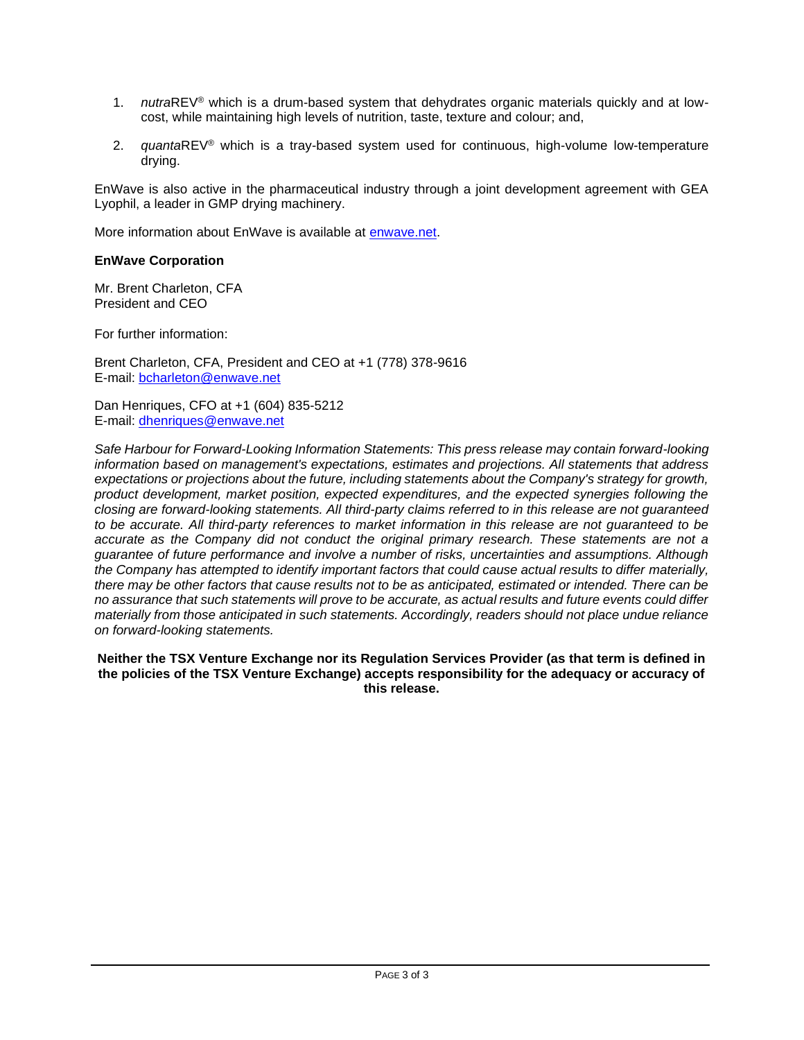1. *nutra*REV® which is a drum-based system that dehydrates organic materials quickly and at low-cost, while maintaining high levels of nutrition, taste, texture and colour; and,

2. *quanta*REV® which is a tray-based system used for continuous, high-volume low-temperature drying.

EnWave is also active in the pharmaceutical industry through a joint development agreement with GEA Lyophil, a leader in GMP drying machinery.

More information about EnWave is available at [enwave.net](enwave.net).

**EnWave Corporation**

Mr. Brent Charleton, CFA
President and CEO

For further information:

Brent Charleton, CFA, President and CEO at +1 (778) 378-9616
E-mail: [bcharleton@enwave.net](mailto:bcharleton@enwave.net)

Dan Henriques, CFO at +1 (604) 835-5212
E-mail: [dhenriques@enwave.net](mailto:dhenriques@enwave.net)

*Safe Harbour for Forward-Looking Information Statements: This press release may contain forward-looking information based on management's expectations, estimates and projections. All statements that address expectations or projections about the future, including statements about the Company's strategy for growth, product development, market position, expected expenditures, and the expected synergies following the closing are forward-looking statements. All third-party claims referred to in this release are not guaranteed to be accurate. All third-party references to market information in this release are not guaranteed to be accurate as the Company did not conduct the original primary research. These statements are not a guarantee of future performance and involve a number of risks, uncertainties and assumptions. Although the Company has attempted to identify important factors that could cause actual results to differ materially, there may be other factors that cause results not to be as anticipated, estimated or intended. There can be no assurance that such statements will prove to be accurate, as actual results and future events could differ materially from those anticipated in such statements. Accordingly, readers should not place undue reliance on forward-looking statements.*

**Neither the TSX Venture Exchange nor its Regulation Services Provider (as that term is defined in the policies of the TSX Venture Exchange) accepts responsibility for the adequacy or accuracy of this release.**